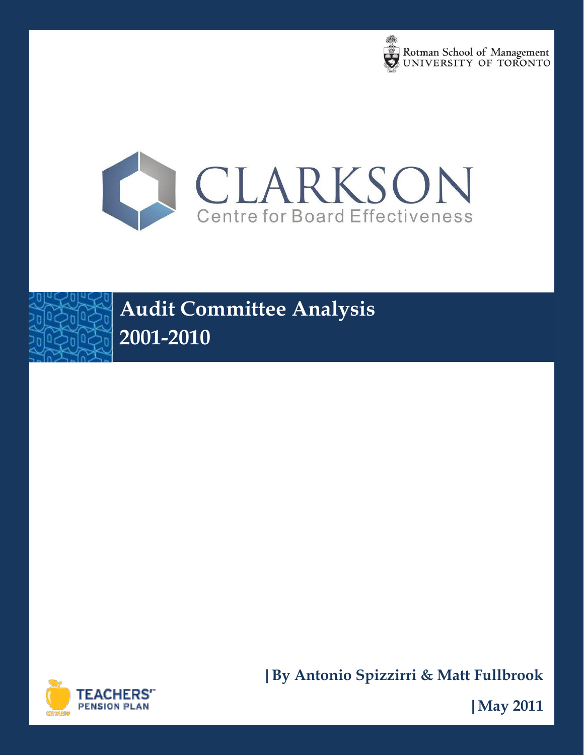Rotman School of Management
UNIVERSITY OF TORONTO

CLARKSON
Centre for Board Effectiveness

# Audit Committee Analysis 2001-2010

| By Antonio Spizzirri & Matt Fullbrook

| May 2011

TEACHERS' PENSION PLAN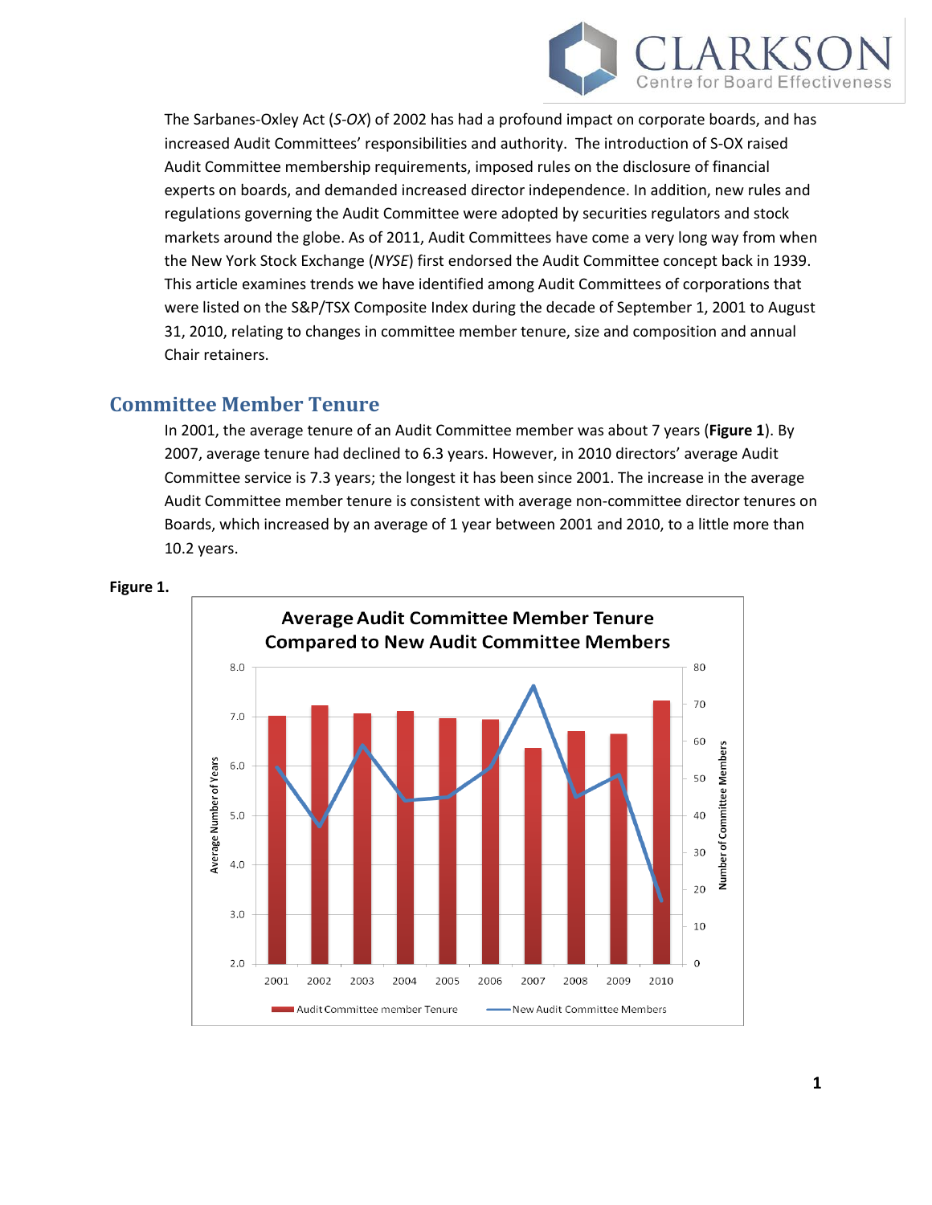The Sarbanes-Oxley Act (*S-OX*) of 2002 has had a profound impact on corporate boards, and has increased Audit Committees' responsibilities and authority. The introduction of S-OX raised Audit Committee membership requirements, imposed rules on the disclosure of financial experts on boards, and demanded increased director independence. In addition, new rules and regulations governing the Audit Committee were adopted by securities regulators and stock markets around the globe. As of 2011, Audit Committees have come a very long way from when the New York Stock Exchange (*NYSE*) first endorsed the Audit Committee concept back in 1939. This article examines trends we have identified among Audit Committees of corporations that were listed on the S&P/TSX Composite Index during the decade of September 1, 2001 to August 31, 2010, relating to changes in committee member tenure, size and composition and annual Chair retainers.

## Committee Member Tenure

In 2001, the average tenure of an Audit Committee member was about 7 years (**Figure 1**). By 2007, average tenure had declined to 6.3 years. However, in 2010 directors' average Audit Committee service is 7.3 years; the longest it has been since 2001. The increase in the average Audit Committee member tenure is consistent with average non-committee director tenures on Boards, which increased by an average of 1 year between 2001 and 2010, to a little more than 10.2 years.

**Figure 1.**

**Average Audit Committee Member Tenure Compared to New Audit Committee Members**

Legend: Audit Committee member Tenure (bars, left axis: Average Number of Years); New Audit Committee Members (line, right axis: Number of Committee Members)

Years: 2001, 2002, 2003, 2004, 2005, 2006, 2007, 2008, 2009, 2010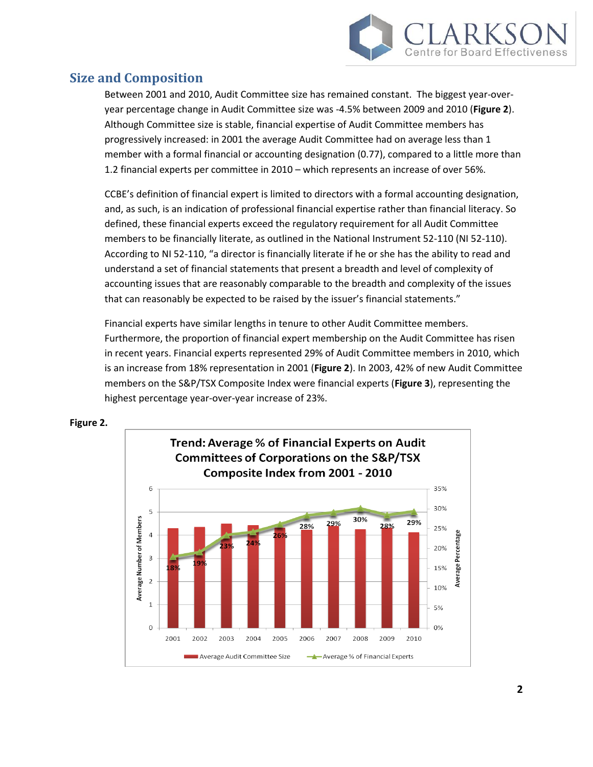## Size and Composition

Between 2001 and 2010, Audit Committee size has remained constant. The biggest year-over-year percentage change in Audit Committee size was -4.5% between 2009 and 2010 (**Figure 2**). Although Committee size is stable, financial expertise of Audit Committee members has progressively increased: in 2001 the average Audit Committee had on average less than 1 member with a formal financial or accounting designation (0.77), compared to a little more than 1.2 financial experts per committee in 2010 – which represents an increase of over 56%.

CCBE's definition of financial expert is limited to directors with a formal accounting designation, and, as such, is an indication of professional financial expertise rather than financial literacy. So defined, these financial experts exceed the regulatory requirement for all Audit Committee members to be financially literate, as outlined in the National Instrument 52-110 (NI 52-110). According to NI 52-110, "a director is financially literate if he or she has the ability to read and understand a set of financial statements that present a breadth and level of complexity of accounting issues that are reasonably comparable to the breadth and complexity of the issues that can reasonably be expected to be raised by the issuer's financial statements."

Financial experts have similar lengths in tenure to other Audit Committee members. Furthermore, the proportion of financial expert membership on the Audit Committee has risen in recent years. Financial experts represented 29% of Audit Committee members in 2010, which is an increase from 18% representation in 2001 (**Figure 2**). In 2003, 42% of new Audit Committee members on the S&P/TSX Composite Index were financial experts (**Figure 3**), representing the highest percentage year-over-year increase of 23%.

**Figure 2.**

**Trend: Average % of Financial Experts on Audit Committees of Corporations on the S&P/TSX Composite Index from 2001 - 2010**

| Year | Average % of Financial Experts |
|---|---|
| 2001 | 18% |
| 2002 | 19% |
| 2003 | 23% |
| 2004 | 24% |
| 2005 | 26% |
| 2006 | 28% |
| 2007 | 29% |
| 2008 | 30% |
| 2009 | 28% |
| 2010 | 29% |

Legend: Average Audit Committee Size (bars, Average Number of Members); Average % of Financial Experts (line, Average Percentage)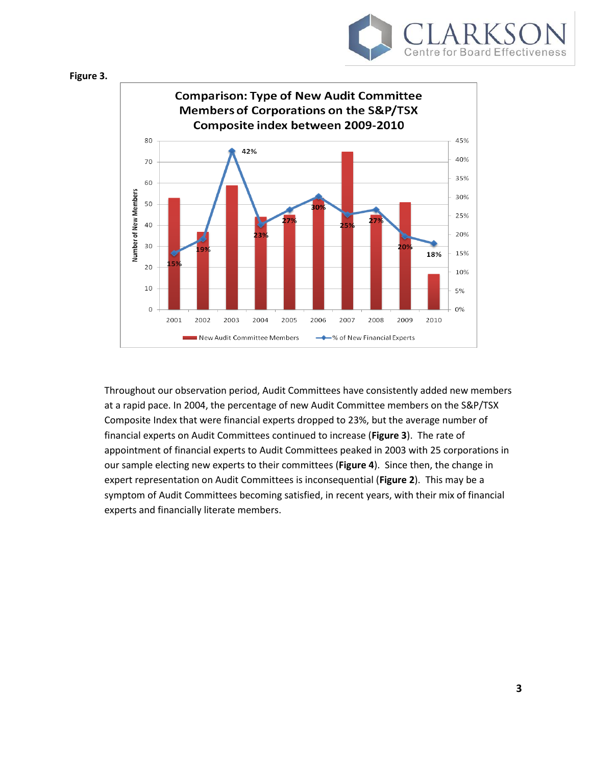**Figure 3.**

**Comparison: Type of New Audit Committee Members of Corporations on the S&P/TSX Composite index between 2009-2010**

| Year | New Audit Committee Members | % of New Financial Experts |
|---|---|---|
| 2001 | 53 | 15% |
| 2002 | 37 | 19% |
| 2003 | 59 | 42% |
| 2004 | 44 | 23% |
| 2005 | 45 | 27% |
| 2006 | 53 | 30% |
| 2007 | 75 | 25% |
| 2008 | 45 | 27% |
| 2009 | 51 | 20% |
| 2010 | 17 | 18% |

Throughout our observation period, Audit Committees have consistently added new members at a rapid pace. In 2004, the percentage of new Audit Committee members on the S&P/TSX Composite Index that were financial experts dropped to 23%, but the average number of financial experts on Audit Committees continued to increase (**Figure 3**). The rate of appointment of financial experts to Audit Committees peaked in 2003 with 25 corporations in our sample electing new experts to their committees (**Figure 4**). Since then, the change in expert representation on Audit Committees is inconsequential (**Figure 2**). This may be a symptom of Audit Committees becoming satisfied, in recent years, with their mix of financial experts and financially literate members.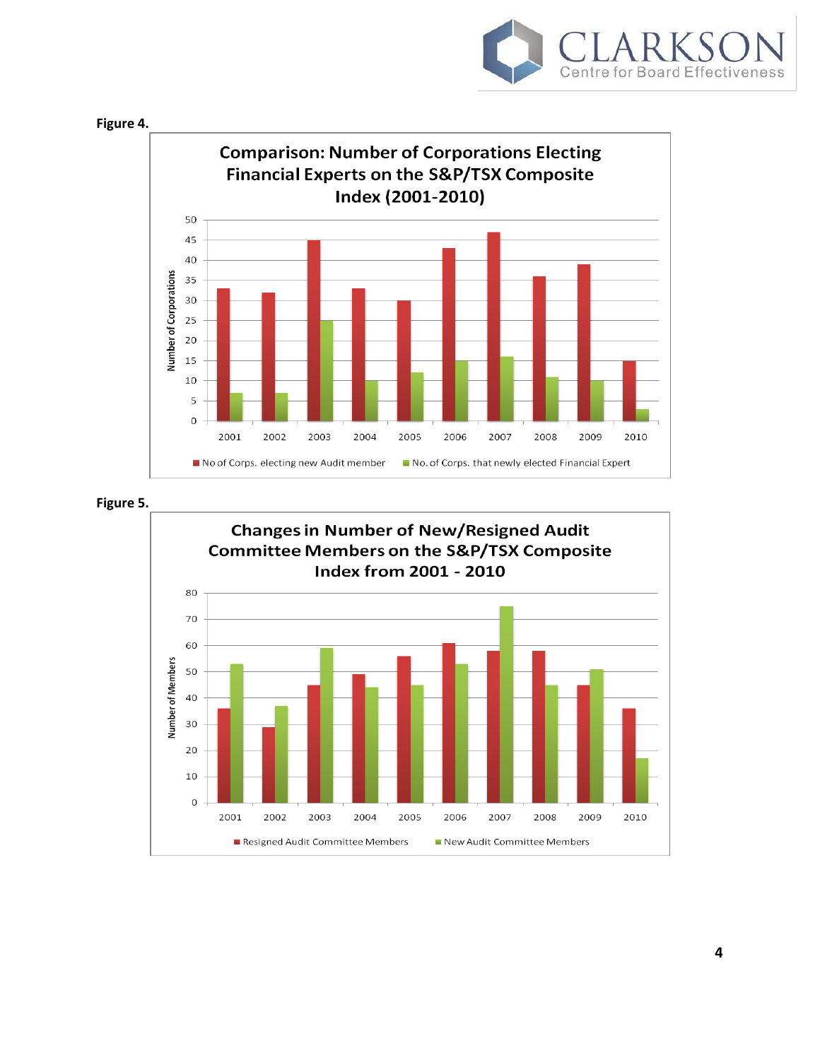**Figure 4.**

**Comparison: Number of Corporations Electing Financial Experts on the S&P/TSX Composite Index (2001-2010)**

| Year | No of Corps. electing new Audit member | No. of Corps. that newly elected Financial Expert |
|---|---|---|
| 2001 | 33 | 7 |
| 2002 | 32 | 7 |
| 2003 | 45 | 25 |
| 2004 | 33 | 10 |
| 2005 | 30 | 12 |
| 2006 | 43 | 15 |
| 2007 | 47 | 16 |
| 2008 | 36 | 11 |
| 2009 | 39 | 10 |
| 2010 | 15 | 3 |

**Figure 5.**

**Changes in Number of New/Resigned Audit Committee Members on the S&P/TSX Composite Index from 2001 - 2010**

| Year | Resigned Audit Committee Members | New Audit Committee Members |
|---|---|---|
| 2001 | 36 | 53 |
| 2002 | 29 | 37 |
| 2003 | 45 | 59 |
| 2004 | 49 | 44 |
| 2005 | 56 | 45 |
| 2006 | 61 | 53 |
| 2007 | 58 | 75 |
| 2008 | 58 | 45 |
| 2009 | 45 | 51 |
| 2010 | 36 | 17 |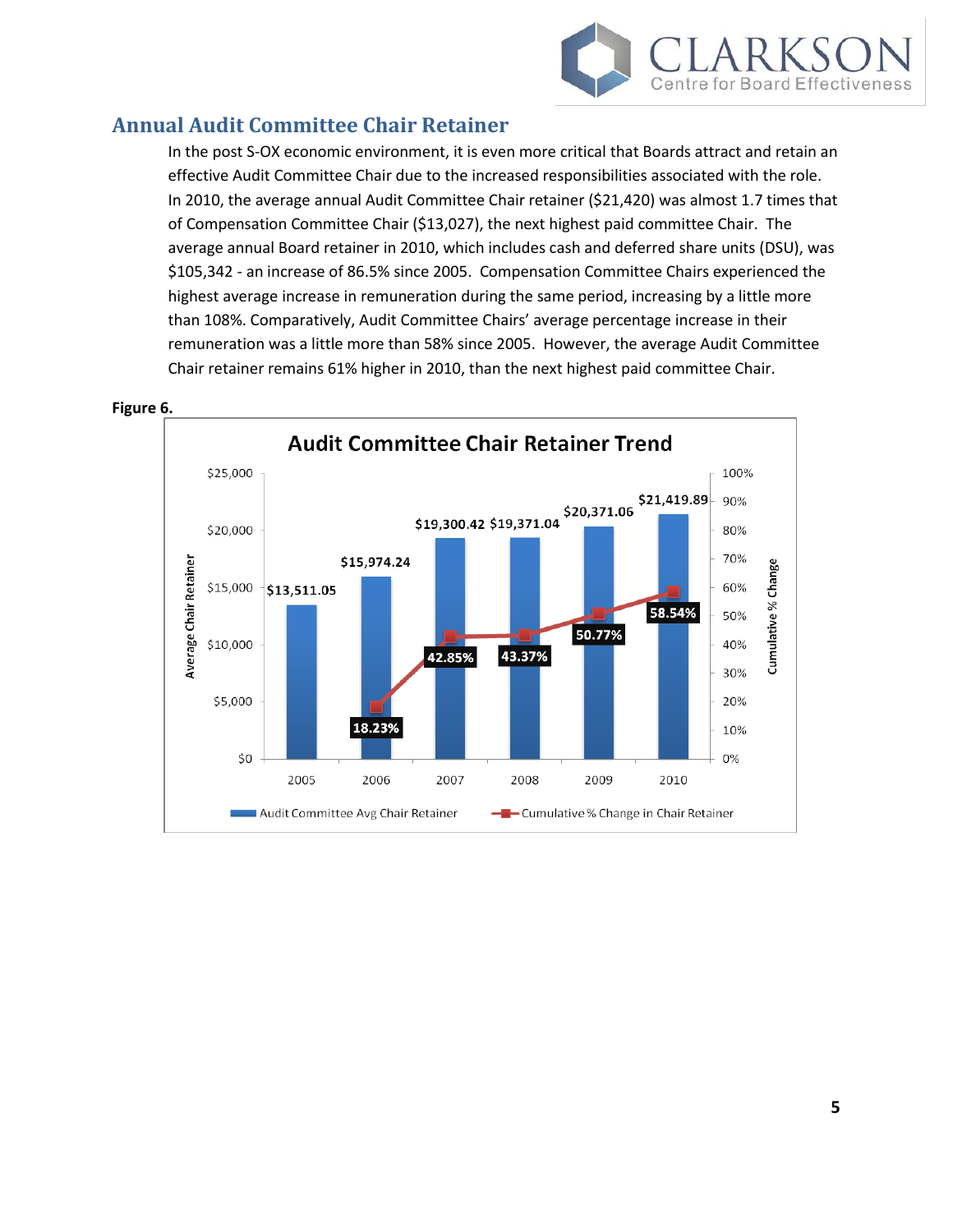## Annual Audit Committee Chair Retainer

In the post S-OX economic environment, it is even more critical that Boards attract and retain an effective Audit Committee Chair due to the increased responsibilities associated with the role. In 2010, the average annual Audit Committee Chair retainer ($21,420) was almost 1.7 times that of Compensation Committee Chair ($13,027), the next highest paid committee Chair. The average annual Board retainer in 2010, which includes cash and deferred share units (DSU), was $105,342 - an increase of 86.5% since 2005. Compensation Committee Chairs experienced the highest average increase in remuneration during the same period, increasing by a little more than 108%. Comparatively, Audit Committee Chairs' average percentage increase in their remuneration was a little more than 58% since 2005. However, the average Audit Committee Chair retainer remains 61% higher in 2010, than the next highest paid committee Chair.

**Figure 6.**

**Audit Committee Chair Retainer Trend**

| Year | Audit Committee Avg Chair Retainer | Cumulative % Change in Chair Retainer |
|---|---|---|
| 2005 | $13,511.05 | |
| 2006 | $15,974.24 | 18.23% |
| 2007 | $19,300.42 | 42.85% |
| 2008 | $19,371.04 | 43.37% |
| 2009 | $20,371.06 | 50.77% |
| 2010 | $21,419.89 | 58.54% |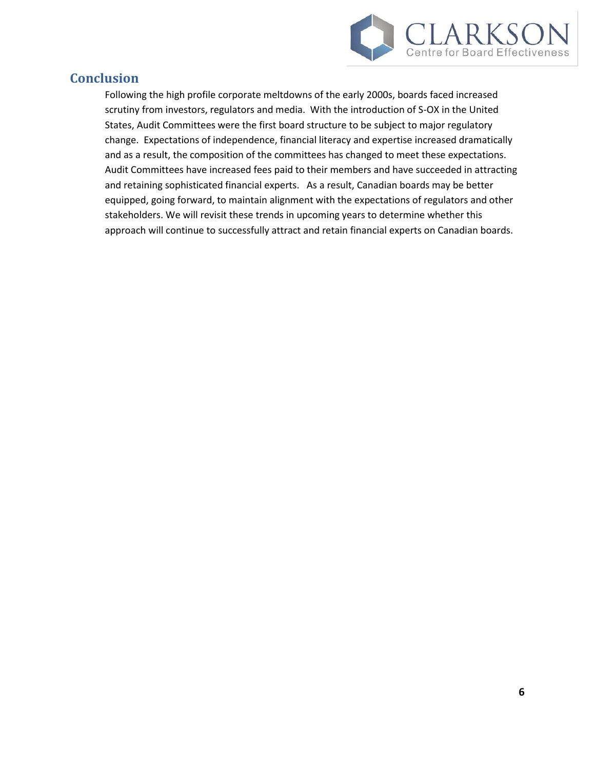## Conclusion

Following the high profile corporate meltdowns of the early 2000s, boards faced increased scrutiny from investors, regulators and media. With the introduction of S-OX in the United States, Audit Committees were the first board structure to be subject to major regulatory change. Expectations of independence, financial literacy and expertise increased dramatically and as a result, the composition of the committees has changed to meet these expectations. Audit Committees have increased fees paid to their members and have succeeded in attracting and retaining sophisticated financial experts. As a result, Canadian boards may be better equipped, going forward, to maintain alignment with the expectations of regulators and other stakeholders. We will revisit these trends in upcoming years to determine whether this approach will continue to successfully attract and retain financial experts on Canadian boards.